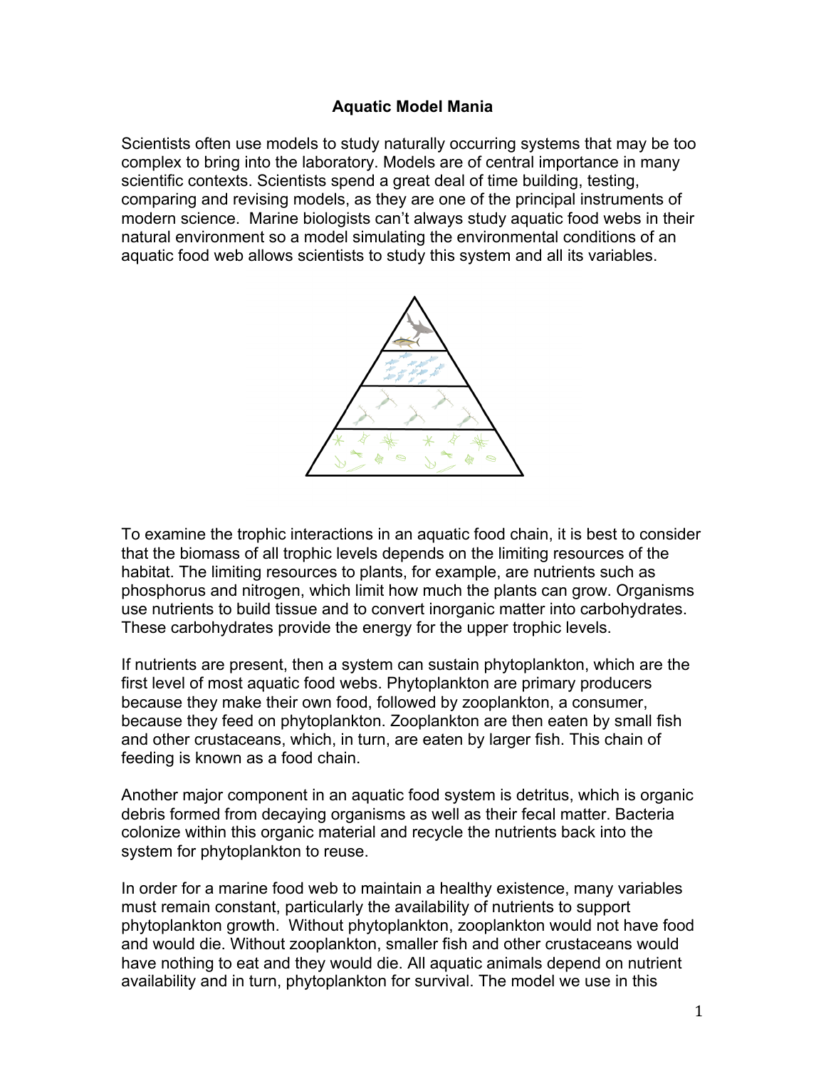# Aquatic Model Mania

Scientists often use models to study naturally occurring systems that may be too complex to bring into the laboratory. Models are of central importance in many scientific contexts. Scientists spend a great deal of time building, testing, comparing and revising models, as they are one of the principal instruments of modern science. Marine biologists can't always study aquatic food webs in their natural environment so a model simulating the environmental conditions of an aquatic food web allows scientists to study this system and all its variables.

To examine the trophic interactions in an aquatic food chain, it is best to consider that the biomass of all trophic levels depends on the limiting resources of the habitat. The limiting resources to plants, for example, are nutrients such as phosphorus and nitrogen, which limit how much the plants can grow. Organisms use nutrients to build tissue and to convert inorganic matter into carbohydrates. These carbohydrates provide the energy for the upper trophic levels.

If nutrients are present, then a system can sustain phytoplankton, which are the first level of most aquatic food webs. Phytoplankton are primary producers because they make their own food, followed by zooplankton, a consumer, because they feed on phytoplankton. Zooplankton are then eaten by small fish and other crustaceans, which, in turn, are eaten by larger fish. This chain of feeding is known as a food chain.

Another major component in an aquatic food system is detritus, which is organic debris formed from decaying organisms as well as their fecal matter. Bacteria colonize within this organic material and recycle the nutrients back into the system for phytoplankton to reuse.

In order for a marine food web to maintain a healthy existence, many variables must remain constant, particularly the availability of nutrients to support phytoplankton growth. Without phytoplankton, zooplankton would not have food and would die. Without zooplankton, smaller fish and other crustaceans would have nothing to eat and they would die. All aquatic animals depend on nutrient availability and in turn, phytoplankton for survival. The model we use in this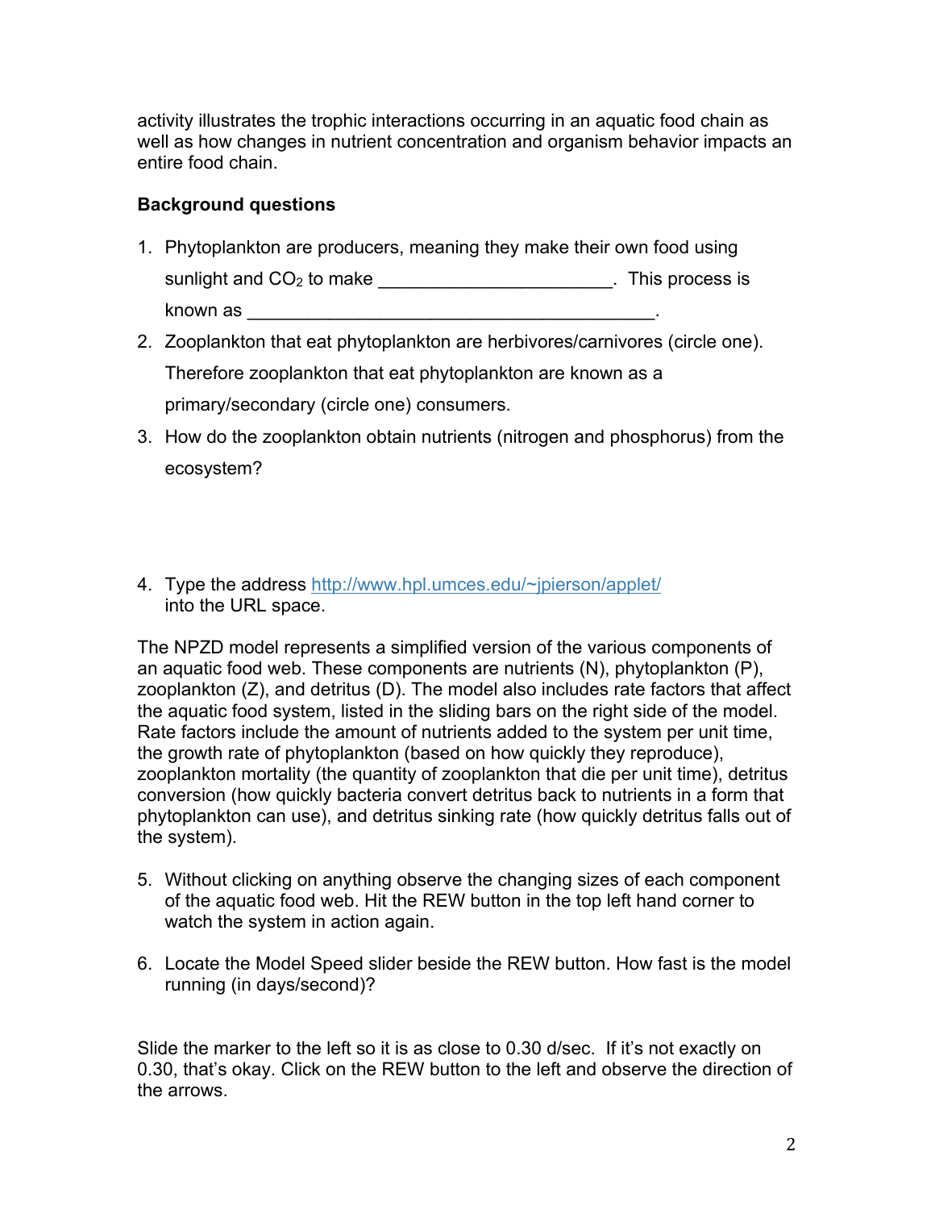activity illustrates the trophic interactions occurring in an aquatic food chain as well as how changes in nutrient concentration and organism behavior impacts an entire food chain.

**Background questions**

1. Phytoplankton are producers, meaning they make their own food using sunlight and $CO_2$ to make ______________________. This process is known as ________________________________________.
2. Zooplankton that eat phytoplankton are herbivores/carnivores (circle one). Therefore zooplankton that eat phytoplankton are known as a primary/secondary (circle one) consumers.
3. How do the zooplankton obtain nutrients (nitrogen and phosphorus) from the ecosystem?

4. Type the address http://www.hpl.umces.edu/~jpierson/applet/ into the URL space.

The NPZD model represents a simplified version of the various components of an aquatic food web. These components are nutrients (N), phytoplankton (P), zooplankton (Z), and detritus (D). The model also includes rate factors that affect the aquatic food system, listed in the sliding bars on the right side of the model. Rate factors include the amount of nutrients added to the system per unit time, the growth rate of phytoplankton (based on how quickly they reproduce), zooplankton mortality (the quantity of zooplankton that die per unit time), detritus conversion (how quickly bacteria convert detritus back to nutrients in a form that phytoplankton can use), and detritus sinking rate (how quickly detritus falls out of the system).

5. Without clicking on anything observe the changing sizes of each component of the aquatic food web. Hit the REW button in the top left hand corner to watch the system in action again.

6. Locate the Model Speed slider beside the REW button. How fast is the model running (in days/second)?

Slide the marker to the left so it is as close to 0.30 d/sec. If it's not exactly on 0.30, that's okay. Click on the REW button to the left and observe the direction of the arrows.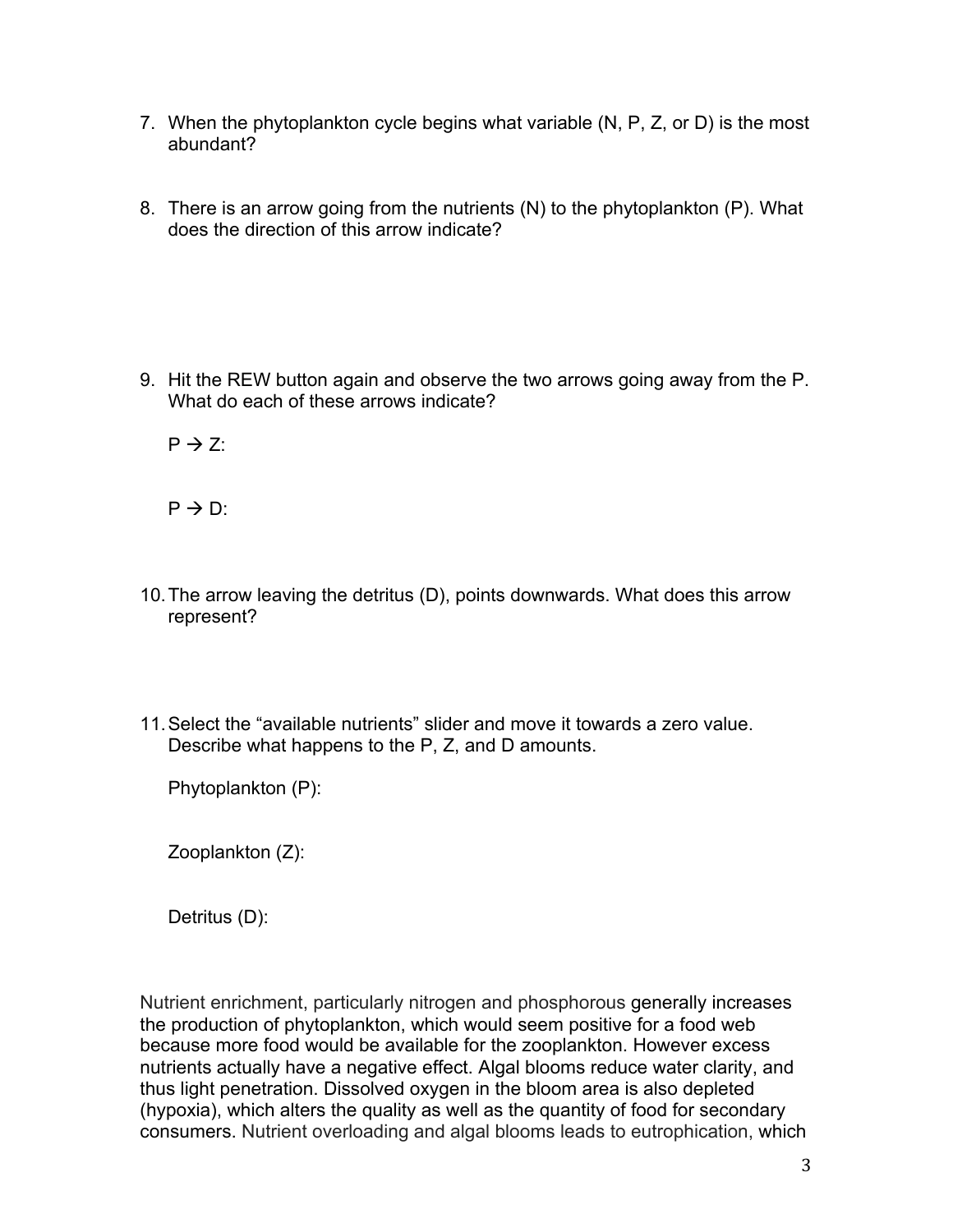7. When the phytoplankton cycle begins what variable (N, P, Z, or D) is the most abundant?

8. There is an arrow going from the nutrients (N) to the phytoplankton (P). What does the direction of this arrow indicate?

9. Hit the REW button again and observe the two arrows going away from the P. What do each of these arrows indicate?

   P → Z:

   P → D:

10. The arrow leaving the detritus (D), points downwards. What does this arrow represent?

11. Select the "available nutrients" slider and move it towards a zero value. Describe what happens to the P, Z, and D amounts.

    Phytoplankton (P):

    Zooplankton (Z):

    Detritus (D):

Nutrient enrichment, particularly nitrogen and phosphorous generally increases the production of phytoplankton, which would seem positive for a food web because more food would be available for the zooplankton. However excess nutrients actually have a negative effect. Algal blooms reduce water clarity, and thus light penetration. Dissolved oxygen in the bloom area is also depleted (hypoxia), which alters the quality as well as the quantity of food for secondary consumers. Nutrient overloading and algal blooms leads to eutrophication, which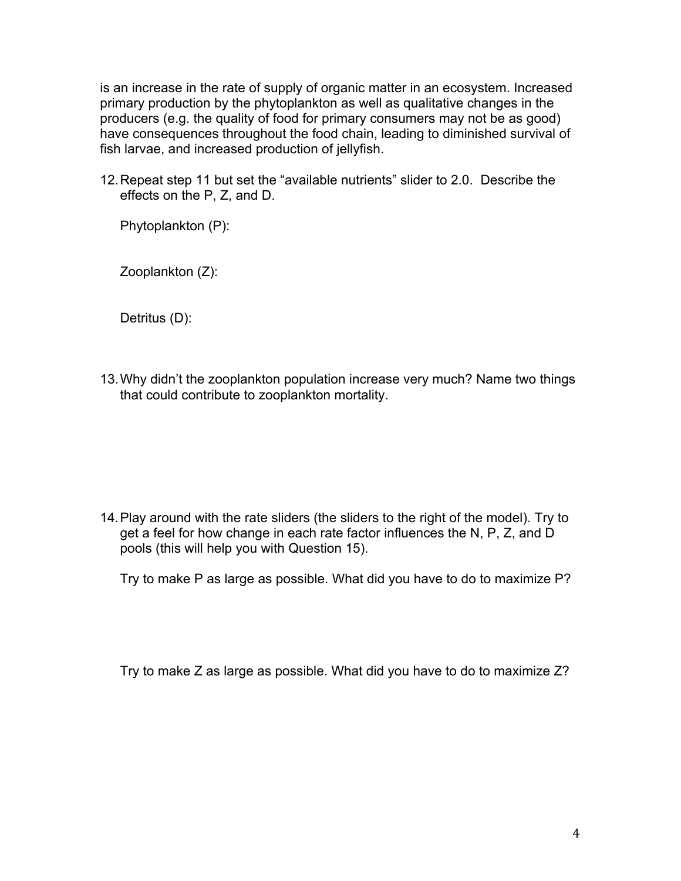is an increase in the rate of supply of organic matter in an ecosystem. Increased primary production by the phytoplankton as well as qualitative changes in the producers (e.g. the quality of food for primary consumers may not be as good) have consequences throughout the food chain, leading to diminished survival of fish larvae, and increased production of jellyfish.

12. Repeat step 11 but set the "available nutrients" slider to 2.0. Describe the effects on the P, Z, and D.

    Phytoplankton (P):

    Zooplankton (Z):

    Detritus (D):

13. Why didn't the zooplankton population increase very much? Name two things that could contribute to zooplankton mortality.

14. Play around with the rate sliders (the sliders to the right of the model). Try to get a feel for how change in each rate factor influences the N, P, Z, and D pools (this will help you with Question 15).

    Try to make P as large as possible. What did you have to do to maximize P?

    Try to make Z as large as possible. What did you have to do to maximize Z?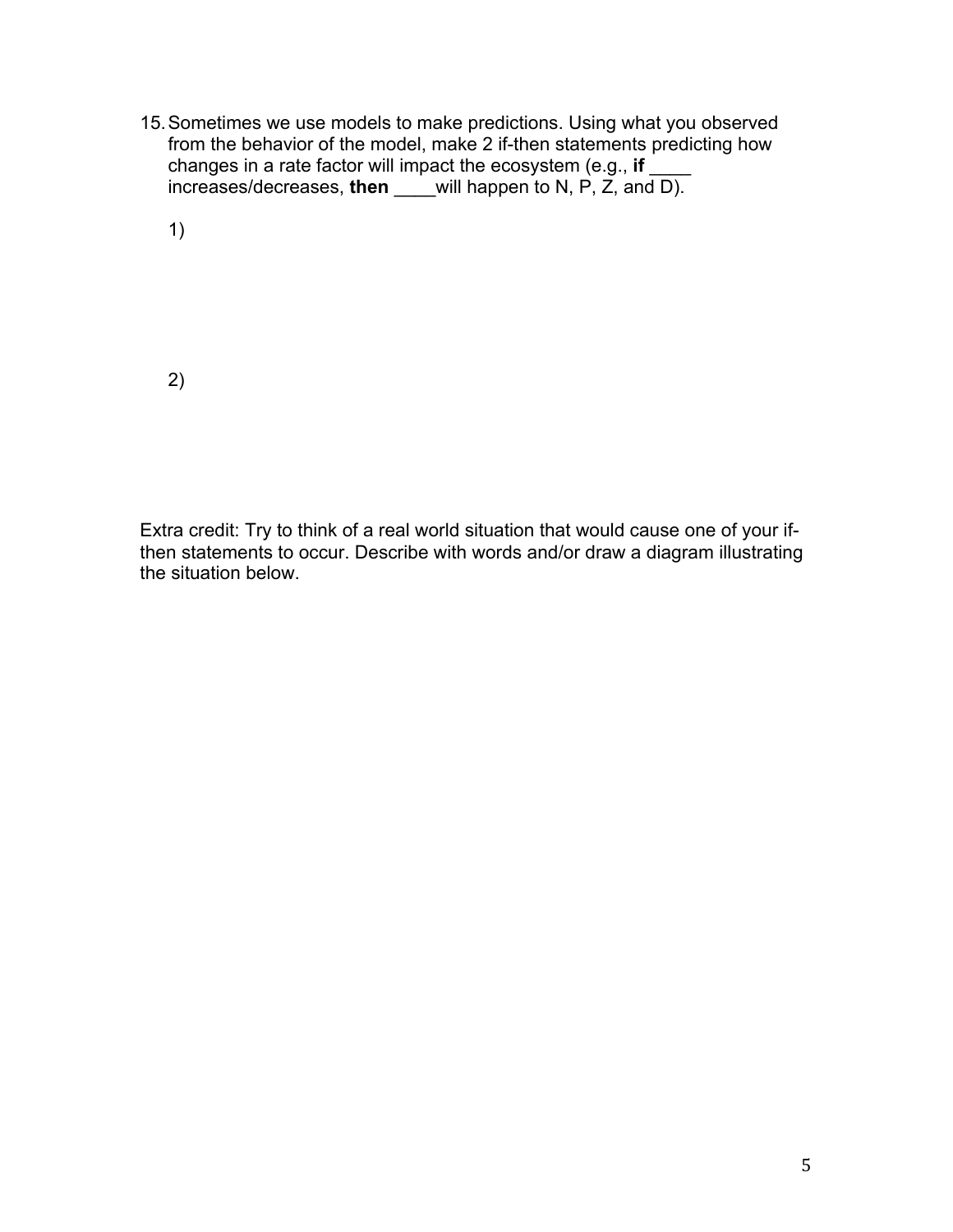15. Sometimes we use models to make predictions. Using what you observed from the behavior of the model, make 2 if-then statements predicting how changes in a rate factor will impact the ecosystem (e.g., **if** ____ increases/decreases, **then** ____will happen to N, P, Z, and D).

    1)

    2)

Extra credit: Try to think of a real world situation that would cause one of your if-then statements to occur. Describe with words and/or draw a diagram illustrating the situation below.